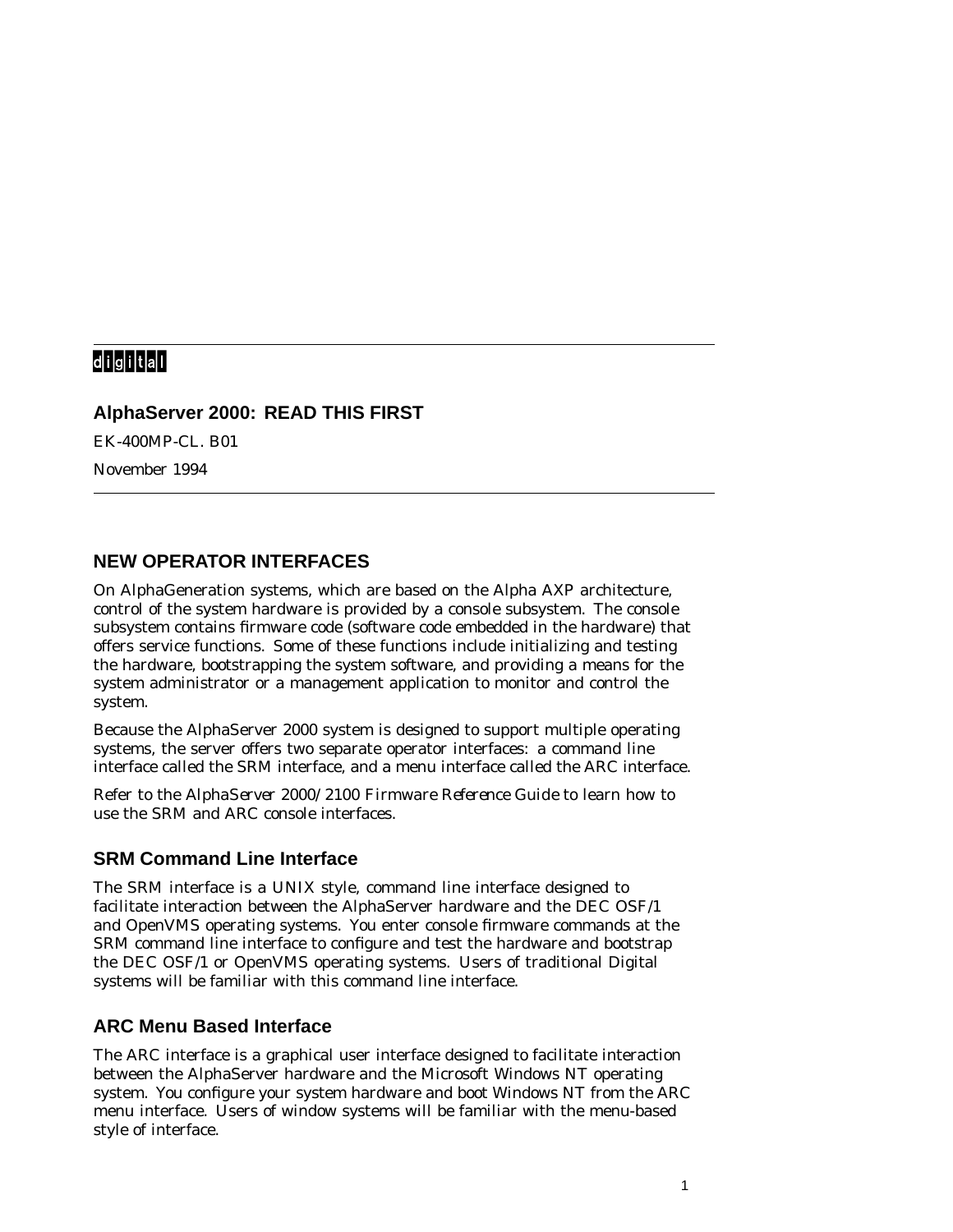digital

# AlphaServer 2000: READ THIS FIRST

EK-400MP-CL. B01

November 1994

## NEW OPERATOR INTERFACES

On AlphaGeneration systems, which are based on the Alpha AXP architecture, control of the system hardware is provided by a console subsystem. The console subsystem contains firmware code (software code embedded in the hardware) that offers service functions. Some of these functions include initializing and testing the hardware, bootstrapping the system software, and providing a means for the system administrator or a management application to monitor and control the system.

Because the AlphaServer 2000 system is designed to support multiple operating systems, the server offers two separate operator interfaces: a command line interface called the SRM interface, and a menu interface called the ARC interface.

Refer to the *AlphaServer 2000/2100 Firmware Reference Guide* to learn how to use the SRM and ARC console interfaces.

### SRM Command Line Interface

The SRM interface is a UNIX style, command line interface designed to facilitate interaction between the AlphaServer hardware and the DEC OSF/1 and OpenVMS operating systems. You enter console firmware commands at the SRM command line interface to configure and test the hardware and bootstrap the DEC OSF/1 or OpenVMS operating systems. Users of traditional Digital systems will be familiar with this command line interface.

### ARC Menu Based Interface

The ARC interface is a graphical user interface designed to facilitate interaction between the AlphaServer hardware and the Microsoft Windows NT operating system. You configure your system hardware and boot Windows NT from the ARC menu interface. Users of window systems will be familiar with the menu-based style of interface.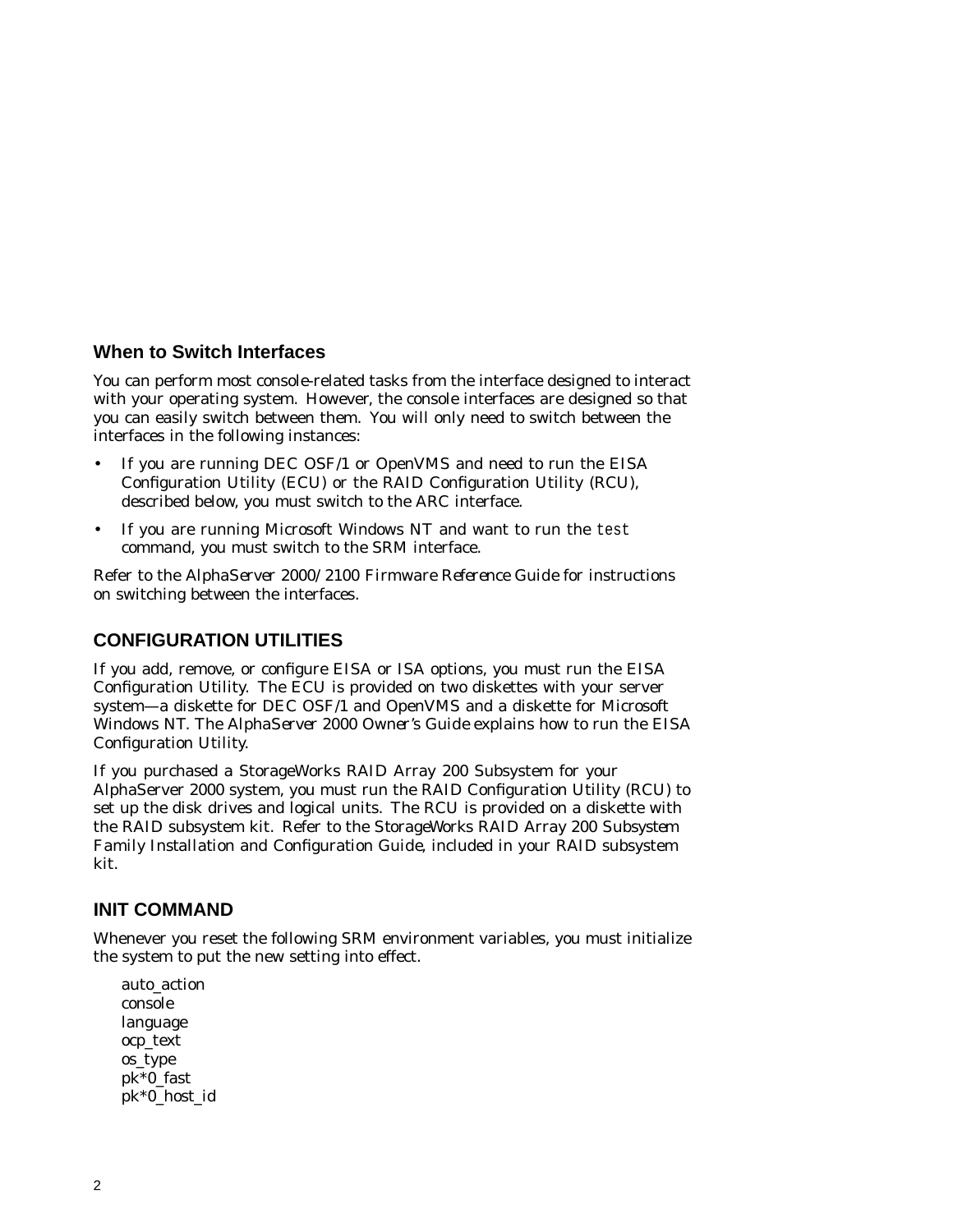### When to Switch Interfaces

You can perform most console-related tasks from the interface designed to interact with your operating system. However, the console interfaces are designed so that you can easily switch between them. You will only need to switch between the interfaces in the following instances:

- If you are running DEC OSF/1 or OpenVMS and need to run the EISA Configuration Utility (ECU) or the RAID Configuration Utility (RCU), described below, you must switch to the ARC interface.
- If you are running Microsoft Windows NT and want to run the `test` command, you must switch to the SRM interface.

Refer to the *AlphaServer 2000/2100 Firmware Reference Guide* for instructions on switching between the interfaces.

## CONFIGURATION UTILITIES

If you add, remove, or configure EISA or ISA options, you must run the EISA Configuration Utility. The ECU is provided on two diskettes with your server system—a diskette for DEC OSF/1 and OpenVMS and a diskette for Microsoft Windows NT. The *AlphaServer 2000 Owner's Guide* explains how to run the EISA Configuration Utility.

If you purchased a StorageWorks RAID Array 200 Subsystem for your AlphaServer 2000 system, you must run the RAID Configuration Utility (RCU) to set up the disk drives and logical units. The RCU is provided on a diskette with the RAID subsystem kit. Refer to the *StorageWorks RAID Array 200 Subsystem Family Installation and Configuration Guide*, included in your RAID subsystem kit.

## INIT COMMAND

Whenever you reset the following SRM environment variables, you must initialize the system to put the new setting into effect.

auto_action
console
language
ocp_text
os_type
pk*0_fast
pk*0_host_id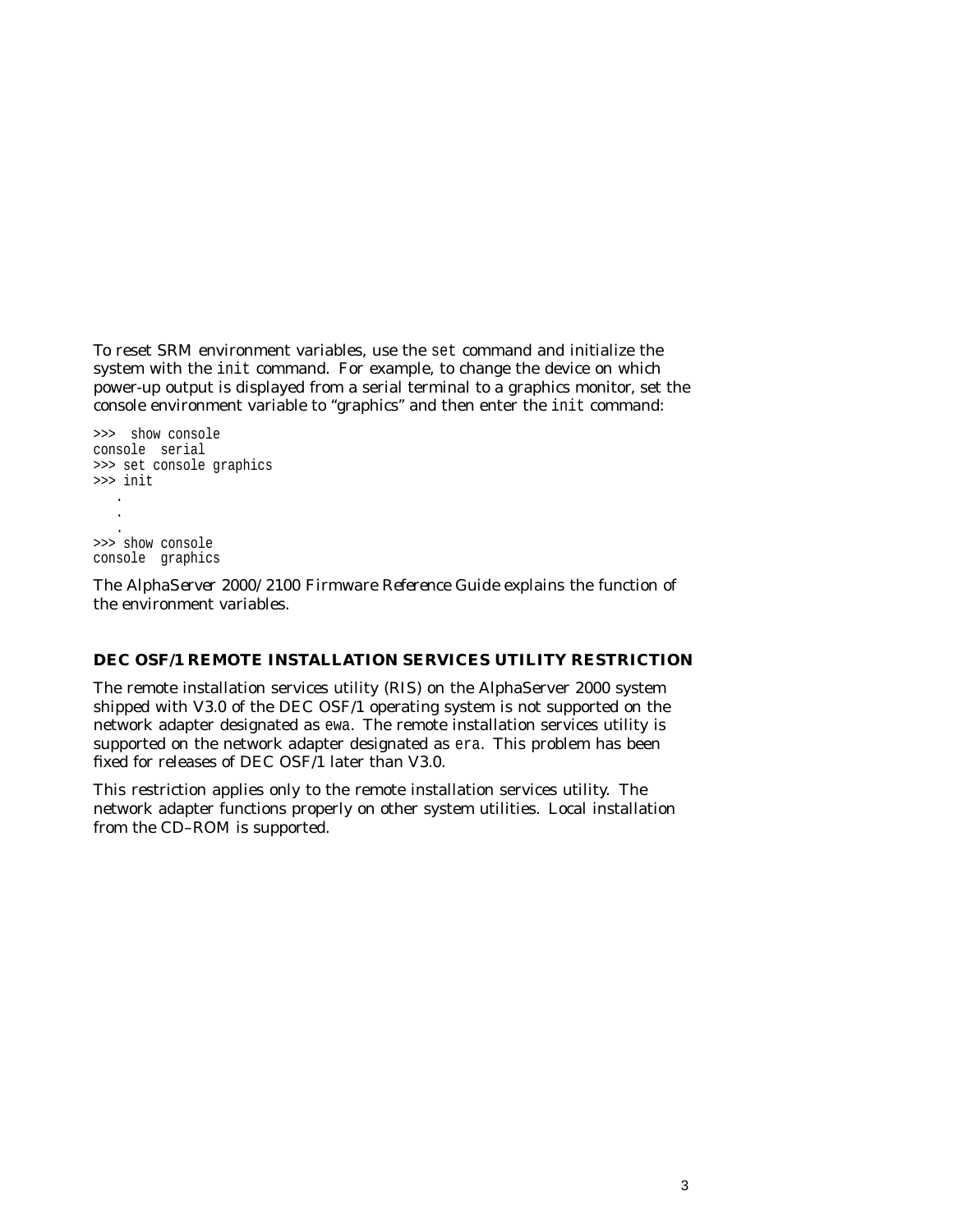To reset SRM environment variables, use the `set` command and initialize the system with the `init` command. For example, to change the device on which power-up output is displayed from a serial terminal to a graphics monitor, set the console environment variable to "graphics" and then enter the `init` command:

```
>>>  show console
console  serial
>>> set console graphics
>>> init
   .
   .
   .
>>> show console
console  graphics
```

The *AlphaServer 2000/2100 Firmware Reference Guide* explains the function of the environment variables.

### DEC OSF/1 REMOTE INSTALLATION SERVICES UTILITY RESTRICTION

The remote installation services utility (RIS) on the AlphaServer 2000 system shipped with V3.0 of the DEC OSF/1 operating system is not supported on the network adapter designated as `ewa`. The remote installation services utility is supported on the network adapter designated as `era`. This problem has been fixed for releases of DEC OSF/1 later than V3.0.

This restriction applies only to the remote installation services utility. The network adapter functions properly on other system utilities. Local installation from the CD–ROM is supported.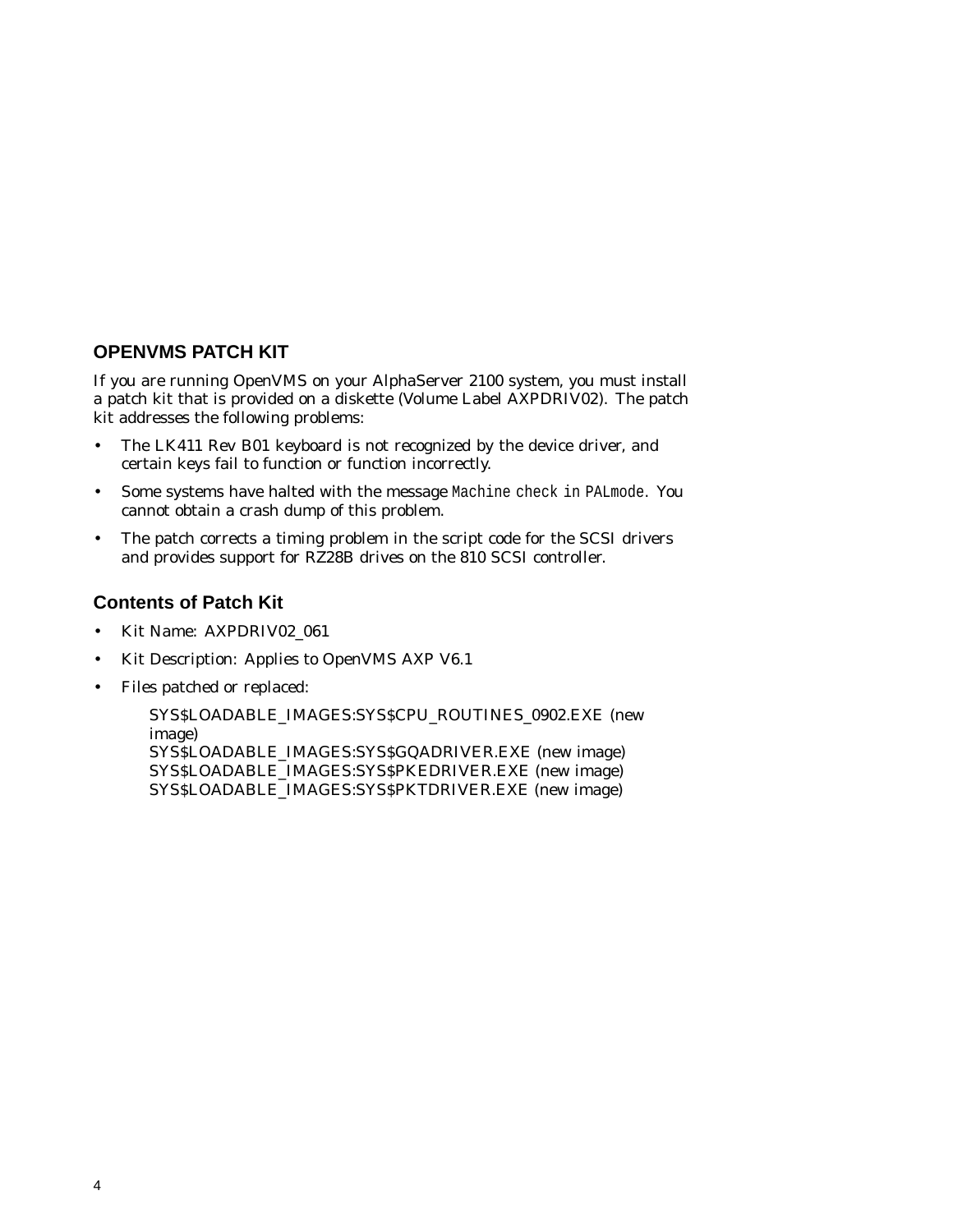## OPENVMS PATCH KIT

If you are running OpenVMS on your AlphaServer 2100 system, you must install a patch kit that is provided on a diskette (Volume Label AXPDRIV02). The patch kit addresses the following problems:

- The LK411 Rev B01 keyboard is not recognized by the device driver, and certain keys fail to function or function incorrectly.
- Some systems have halted with the message `Machine check in PALmode`. You cannot obtain a crash dump of this problem.
- The patch corrects a timing problem in the script code for the SCSI drivers and provides support for RZ28B drives on the 810 SCSI controller.

### Contents of Patch Kit

- Kit Name: AXPDRIV02_061
- Kit Description: Applies to OpenVMS AXP V6.1
- Files patched or replaced:

  SYS$LOADABLE_IMAGES:SYS$CPU_ROUTINES_0902.EXE (new image)
  SYS$LOADABLE_IMAGES:SYS$GQADRIVER.EXE (new image)
  SYS$LOADABLE_IMAGES:SYS$PKEDRIVER.EXE (new image)
  SYS$LOADABLE_IMAGES:SYS$PKTDRIVER.EXE (new image)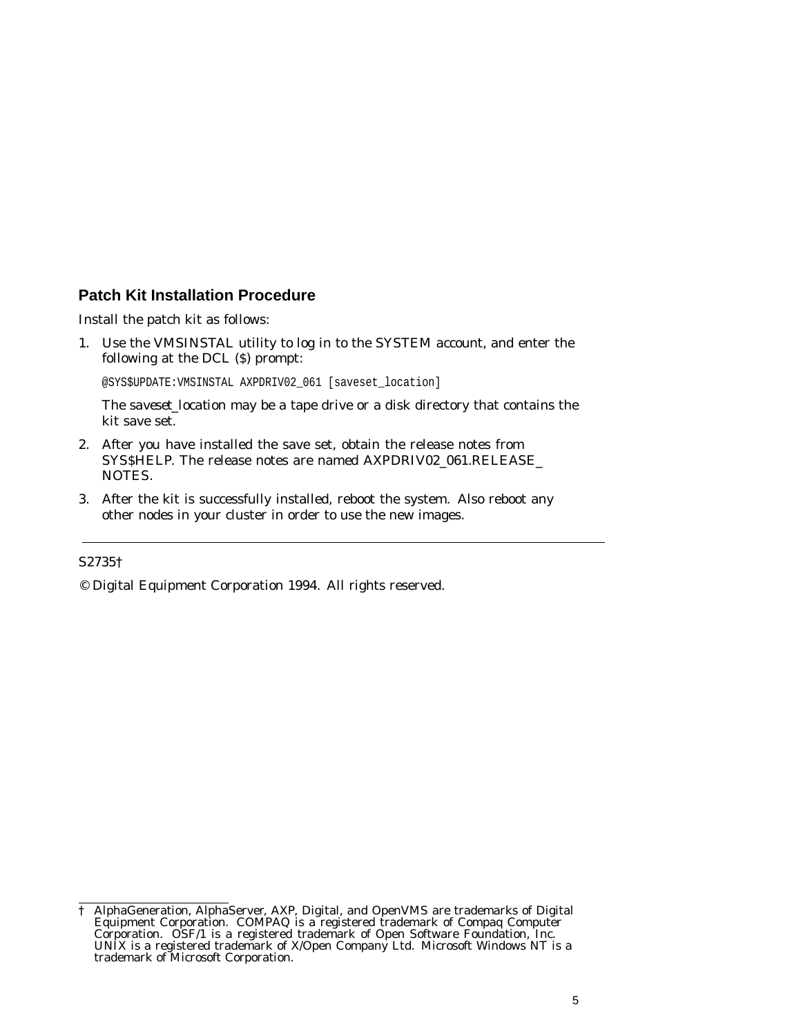## Patch Kit Installation Procedure

Install the patch kit as follows:

1. Use the VMSINSTAL utility to log in to the SYSTEM account, and enter the following at the DCL ($) prompt:

   ```
   @SYS$UPDATE:VMSINSTAL AXPDRIV02_061 [saveset_location]
   ```

   The *saveset_location* may be a tape drive or a disk directory that contains the kit save set.

2. After you have installed the save set, obtain the release notes from SYS$HELP. The release notes are named AXPDRIV02_061.RELEASE_NOTES.

3. After the kit is successfully installed, reboot the system. Also reboot any other nodes in your cluster in order to use the new images.

---

S2735†

© Digital Equipment Corporation 1994. All rights reserved.

---

† AlphaGeneration, AlphaServer, AXP, Digital, and OpenVMS are trademarks of Digital Equipment Corporation. COMPAQ is a registered trademark of Compaq Computer Corporation. OSF/1 is a registered trademark of Open Software Foundation, Inc. UNIX is a registered trademark of X/Open Company Ltd. Microsoft Windows NT is a trademark of Microsoft Corporation.